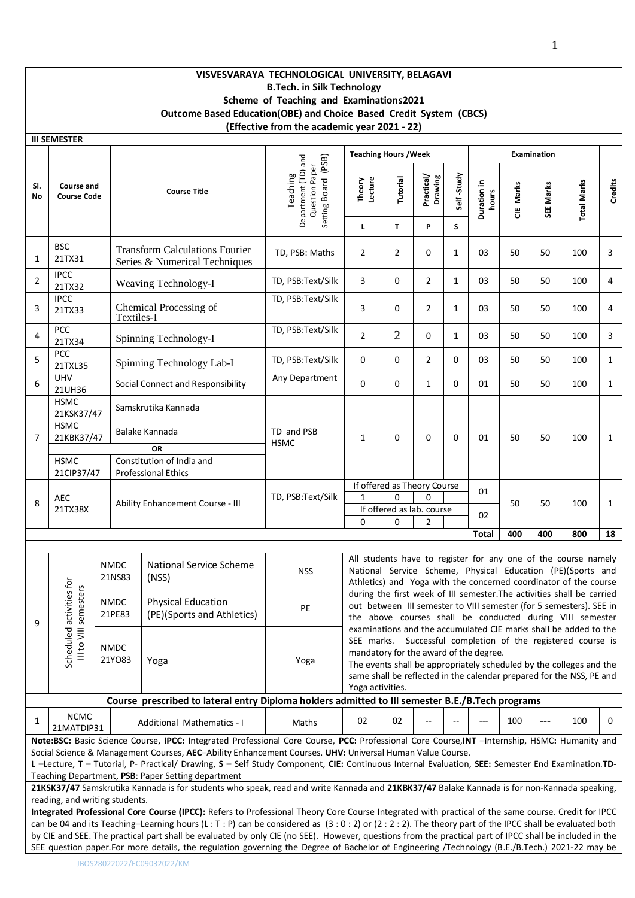**VISVESVARAYA TECHNOLOGICAL UNIVERSITY, BELAGAVI**
**B.Tech. in Silk Technology**
**Scheme of Teaching and Examinations2021**
**Outcome Based Education(OBE) and Choice Based Credit System (CBCS)**
**(Effective from the academic year 2021 - 22)**

**III SEMESTER**

| Sl. No | Course and Course Code | Course Title | Teaching Department (TD) and Question Paper Setting Board (PSB) | Teaching Hours /Week | | | | Examination | | | | Credits |
|---|---|---|---|---|---|---|---|---|---|---|---|---|
| | | | | Theory Lecture | Tutorial | Practical/ Drawing | Self -Study | Duration in hours | CIE Marks | SEE Marks | Total Marks | |
| | | | | L | T | P | S | | | | | |
| 1 | BSC 21TX31 | Transform Calculations Fourier Series & Numerical Techniques | TD, PSB: Maths | 2 | 2 | 0 | 1 | 03 | 50 | 50 | 100 | 3 |
| 2 | IPCC 21TX32 | Weaving Technology-I | TD, PSB:Text/Silk | 3 | 0 | 2 | 1 | 03 | 50 | 50 | 100 | 4 |
| 3 | IPCC 21TX33 | Chemical Processing of Textiles-I | TD, PSB:Text/Silk | 3 | 0 | 2 | 1 | 03 | 50 | 50 | 100 | 4 |
| 4 | PCC 21TX34 | Spinning Technology-I | TD, PSB:Text/Silk | 2 | 2 | 0 | 1 | 03 | 50 | 50 | 100 | 3 |
| 5 | PCC 21TXL35 | Spinning Technology Lab-I | TD, PSB:Text/Silk | 0 | 0 | 2 | 0 | 03 | 50 | 50 | 100 | 1 |
| 6 | UHV 21UH36 | Social Connect and Responsibility | Any Department | 0 | 0 | 1 | 0 | 01 | 50 | 50 | 100 | 1 |
| 7 | HSMC 21KSK37/47 | Samskrutika Kannada | TD and PSB HSMC | 1 | 0 | 0 | 0 | 01 | 50 | 50 | 100 | 1 |
| | HSMC 21KBK37/47 | Balake Kannada | | | | | | | | | | |
| | | OR | | | | | | | | | | |
| | HSMC 21CIP37/47 | Constitution of India and Professional Ethics | | | | | | | | | | |
| 8 | AEC 21TX38X | Ability Enhancement Course - III | TD, PSB:Text/Silk | If offered as Theory Course | | | | 01 | 50 | 50 | 100 | 1 |
| | | | | 1 | 0 | 0 | | | | | | |
| | | | | If offered as lab. course | | | | 02 | | | | |
| | | | | 0 | 0 | 2 | | | | | | |
| | | | | | | | | **Total** | **400** | **400** | **800** | **18** |

| Sl. No | | Course Code | Course Title | | Note |
|---|---|---|---|---|---|
| 9 | Scheduled activities for III to VIII semesters | NMDC 21NS83 | National Service Scheme (NSS) | NSS | All students have to register for any one of the course namely National Service Scheme, Physical Education (PE)(Sports and Athletics) and Yoga with the concerned coordinator of the course during the first week of III semester.The activities shall be carried out between III semester to VIII semester (for 5 semesters). SEE in the above courses shall be conducted during VIII semester examinations and the accumulated CIE marks shall be added to the SEE marks. Successful completion of the registered course is mandatory for the award of the degree. The events shall be appropriately scheduled by the colleges and the same shall be reflected in the calendar prepared for the NSS, PE and Yoga activities. |
| | | NMDC 21PE83 | Physical Education (PE)(Sports and Athletics) | PE | |
| | | NMDC 21YO83 | Yoga | Yoga | |

**Course prescribed to lateral entry Diploma holders admitted to III semester B.E./B.Tech programs**

| Sl. No | Course and Course Code | Course Title | TD/PSB | L | T | P | S | Duration in hours | CIE Marks | SEE Marks | Total Marks | Credits |
|---|---|---|---|---|---|---|---|---|---|---|---|---|
| 1 | NCMC 21MATDIP31 | Additional Mathematics - I | Maths | 02 | 02 | -- | -- | --- | 100 | --- | 100 | 0 |

**Note:BSC:** Basic Science Course, **IPCC:** Integrated Professional Core Course, **PCC:** Professional Core Course,**INT** –Internship, HSMC**:** Humanity and Social Science & Management Courses, **AEC**–Ability Enhancement Courses. **UHV:** Universal Human Value Course.

**L –**Lecture, **T –** Tutorial, P- Practical/ Drawing, **S –** Self Study Component, **CIE:** Continuous Internal Evaluation, **SEE:** Semester End Examination.**TD-** Teaching Department, **PSB**: Paper Setting department

**21KSK37/47** Samskrutika Kannada is for students who speak, read and write Kannada and **21KBK37/47** Balake Kannada is for non-Kannada speaking, reading, and writing students.

**Integrated Professional Core Course (IPCC):** Refers to Professional Theory Core Course Integrated with practical of the same course. Credit for IPCC can be 04 and its Teaching–Learning hours (L : T : P) can be considered as (3 : 0 : 2) or (2 : 2 : 2). The theory part of the IPCC shall be evaluated both by CIE and SEE. The practical part shall be evaluated by only CIE (no SEE). However, questions from the practical part of IPCC shall be included in the SEE question paper.For more details, the regulation governing the Degree of Bachelor of Engineering /Technology (B.E./B.Tech.) 2021-22 may be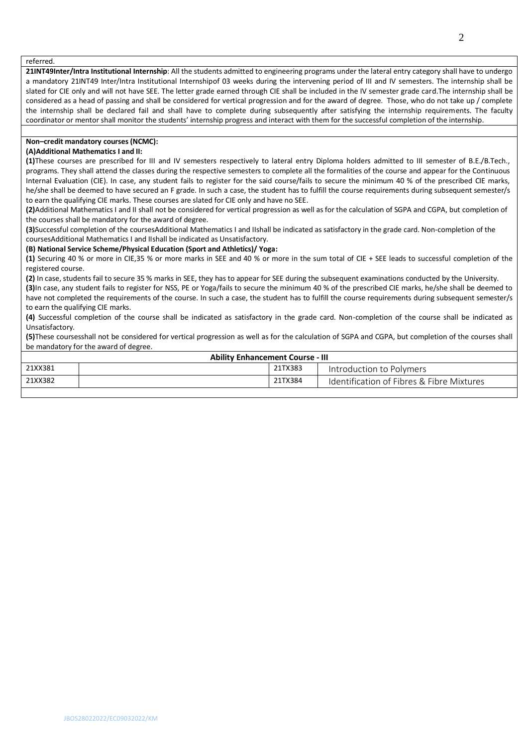referred.

**21INT49Inter/Intra Institutional Internship**: All the students admitted to engineering programs under the lateral entry category shall have to undergo a mandatory 21INT49 Inter/Intra Institutional Internshipof 03 weeks during the intervening period of III and IV semesters. The internship shall be slated for CIE only and will not have SEE. The letter grade earned through CIE shall be included in the IV semester grade card.The internship shall be considered as a head of passing and shall be considered for vertical progression and for the award of degree. Those, who do not take up / complete the internship shall be declared fail and shall have to complete during subsequently after satisfying the internship requirements. The faculty coordinator or mentor shall monitor the students' internship progress and interact with them for the successful completion of the internship.

**Non–credit mandatory courses (NCMC):**

**(A)Additional Mathematics I and II:**

**(1)**These courses are prescribed for III and IV semesters respectively to lateral entry Diploma holders admitted to III semester of B.E./B.Tech., programs. They shall attend the classes during the respective semesters to complete all the formalities of the course and appear for the Continuous Internal Evaluation (CIE). In case, any student fails to register for the said course/fails to secure the minimum 40 % of the prescribed CIE marks, he/she shall be deemed to have secured an F grade. In such a case, the student has to fulfill the course requirements during subsequent semester/s to earn the qualifying CIE marks. These courses are slated for CIE only and have no SEE.

**(2)**Additional Mathematics I and II shall not be considered for vertical progression as well as for the calculation of SGPA and CGPA, but completion of the courses shall be mandatory for the award of degree.

**(3)**Successful completion of the coursesAdditional Mathematics I and IIshall be indicated as satisfactory in the grade card. Non-completion of the coursesAdditional Mathematics I and IIshall be indicated as Unsatisfactory.

**(B) National Service Scheme/Physical Education (Sport and Athletics)/ Yoga:**

**(1)** Securing 40 % or more in CIE,35 % or more marks in SEE and 40 % or more in the sum total of CIE + SEE leads to successful completion of the registered course.

**(2)** In case, students fail to secure 35 % marks in SEE, they has to appear for SEE during the subsequent examinations conducted by the University.

**(3)**In case, any student fails to register for NSS, PE or Yoga/fails to secure the minimum 40 % of the prescribed CIE marks, he/she shall be deemed to have not completed the requirements of the course. In such a case, the student has to fulfill the course requirements during subsequent semester/s to earn the qualifying CIE marks.

**(4)** Successful completion of the course shall be indicated as satisfactory in the grade card. Non-completion of the course shall be indicated as Unsatisfactory.

**(5)**These coursesshall not be considered for vertical progression as well as for the calculation of SGPA and CGPA, but completion of the courses shall be mandatory for the award of degree.

| **Ability Enhancement Course - III** | | | |
|---|---|---|---|
| 21XX381 | | 21TX383 | Introduction to Polymers |
| 21XX382 | | 21TX384 | Identification of Fibres & Fibre Mixtures |

JBOS28022022/EC09032022/KM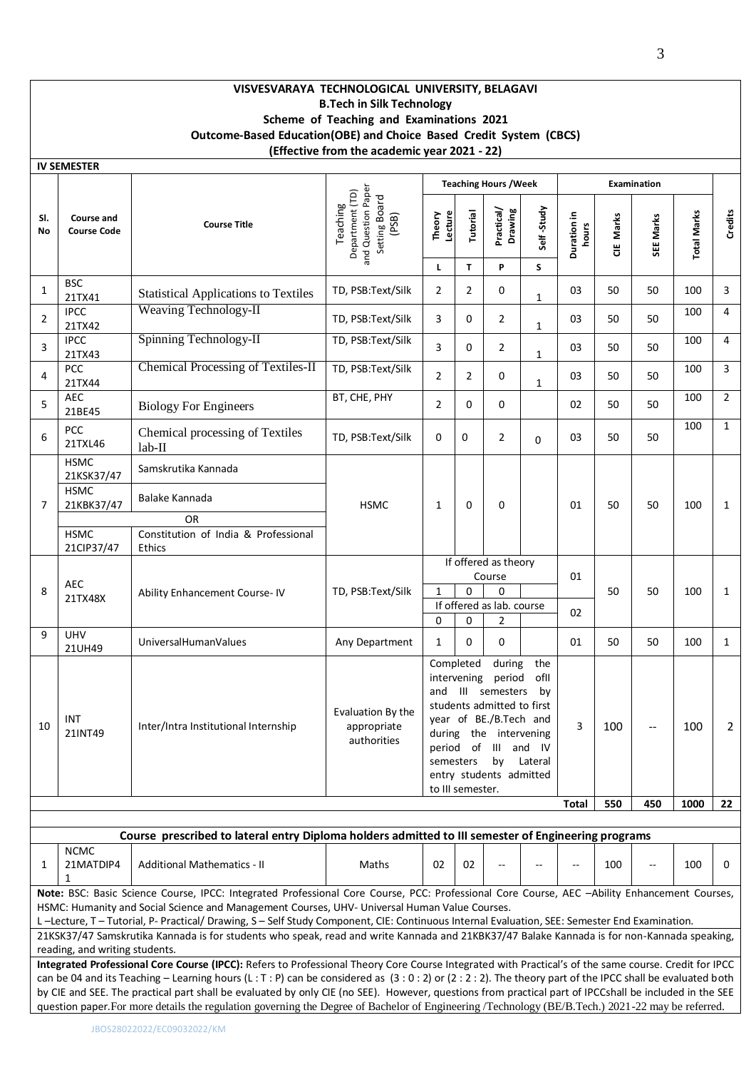**VISVESVARAYA TECHNOLOGICAL UNIVERSITY, BELAGAVI**
**B.Tech in Silk Technology**
**Scheme of Teaching and Examinations 2021**
**Outcome-Based Education(OBE) and Choice Based Credit System (CBCS)**
**(Effective from the academic year 2021 - 22)**

**IV SEMESTER**

| Sl. No | Course and Course Code | Course Title | Teaching Department (TD) and Question Paper Setting Board (PSB) | Teaching Hours /Week | | | | Examination | | | | Credits |
|---|---|---|---|---|---|---|---|---|---|---|---|---|
| | | | | Theory Lecture | Tutorial | Practical/ Drawing | Self -Study | Duration in hours | CIE Marks | SEE Marks | Total Marks | |
| | | | | L | T | P | S | | | | | |
| 1 | BSC 21TX41 | Statistical Applications to Textiles | TD, PSB:Text/Silk | 2 | 2 | 0 | 1 | 03 | 50 | 50 | 100 | 3 |
| 2 | IPCC 21TX42 | Weaving Technology-II | TD, PSB:Text/Silk | 3 | 0 | 2 | 1 | 03 | 50 | 50 | 100 | 4 |
| 3 | IPCC 21TX43 | Spinning Technology-II | TD, PSB:Text/Silk | 3 | 0 | 2 | 1 | 03 | 50 | 50 | 100 | 4 |
| 4 | PCC 21TX44 | Chemical Processing of Textiles-II | TD, PSB:Text/Silk | 2 | 2 | 0 | 1 | 03 | 50 | 50 | 100 | 3 |
| 5 | AEC 21BE45 | Biology For Engineers | BT, CHE, PHY | 2 | 0 | 0 | | 02 | 50 | 50 | 100 | 2 |
| 6 | PCC 21TXL46 | Chemical processing of Textiles lab-II | TD, PSB:Text/Silk | 0 | 0 | 2 | 0 | 03 | 50 | 50 | 100 | 1 |
| 7 | HSMC 21KSK37/47 | Samskrutika Kannada | HSMC | 1 | 0 | 0 | | 01 | 50 | 50 | 100 | 1 |
| | HSMC 21KBK37/47 | Balake Kannada | | | | | | | | | | |
| | | OR | | | | | | | | | | |
| | HSMC 21CIP37/47 | Constitution of India & Professional Ethics | | | | | | | | | | |
| 8 | AEC 21TX48X | Ability Enhancement Course- IV | TD, PSB:Text/Silk | If offered as theory Course | | | | 01 | 50 | 50 | 100 | 1 |
| | | | | 1 | 0 | 0 | | | | | | |
| | | | | If offered as lab. course | | | | 02 | | | | |
| | | | | 0 | 0 | 2 | | | | | | |
| 9 | UHV 21UH49 | UniversalHumanValues | Any Department | 1 | 0 | 0 | | 01 | 50 | 50 | 100 | 1 |
| 10 | INT 21INT49 | Inter/Intra Institutional Internship | Evaluation By the appropriate authorities | Completed during the intervening period ofII and III semesters by students admitted to first year of BE./B.Tech and during the intervening period of III and IV semesters by Lateral entry students admitted to III semester. | | | | 3 | 100 | -- | 100 | 2 |
| | | | | | | | | Total | 550 | 450 | 1000 | 22 |

**Course prescribed to lateral entry Diploma holders admitted to III semester of Engineering programs**

| Sl. No | Course and Course Code | Course Title | TD/PSB | L | T | P | S | Duration in hours | CIE Marks | SEE Marks | Total Marks | Credits |
|---|---|---|---|---|---|---|---|---|---|---|---|---|
| 1 | NCMC 21MATDIP41 | Additional Mathematics - II | Maths | 02 | 02 | -- | -- | -- | 100 | -- | 100 | 0 |

**Note:** BSC: Basic Science Course, IPCC: Integrated Professional Core Course, PCC: Professional Core Course, AEC –Ability Enhancement Courses, HSMC: Humanity and Social Science and Management Courses, UHV- Universal Human Value Courses.
L –Lecture, T – Tutorial, P- Practical/ Drawing, S – Self Study Component, CIE: Continuous Internal Evaluation, SEE: Semester End Examination.

21KSK37/47 Samskrutika Kannada is for students who speak, read and write Kannada and 21KBK37/47 Balake Kannada is for non-Kannada speaking, reading, and writing students.

**Integrated Professional Core Course (IPCC):** Refers to Professional Theory Core Course Integrated with Practical's of the same course. Credit for IPCC can be 04 and its Teaching – Learning hours (L : T : P) can be considered as (3 : 0 : 2) or (2 : 2 : 2). The theory part of the IPCC shall be evaluated both by CIE and SEE. The practical part shall be evaluated by only CIE (no SEE). However, questions from practical part of IPCCshall be included in the SEE question paper.For more details the regulation governing the Degree of Bachelor of Engineering /Technology (BE/B.Tech.) 2021-22 may be referred.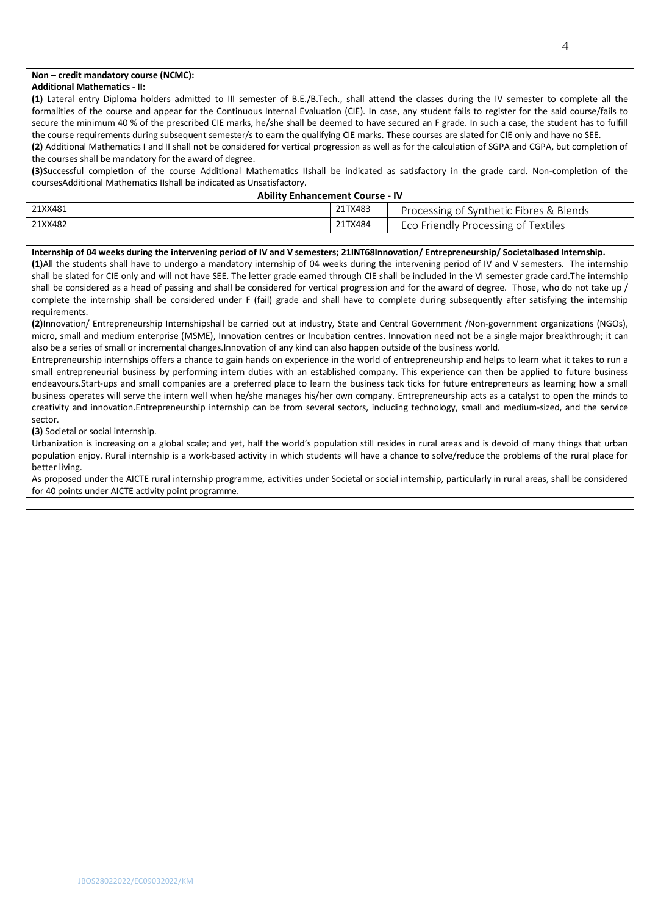**Non – credit mandatory course (NCMC):**

**Additional Mathematics - II:**

**(1)** Lateral entry Diploma holders admitted to III semester of B.E./B.Tech., shall attend the classes during the IV semester to complete all the formalities of the course and appear for the Continuous Internal Evaluation (CIE). In case, any student fails to register for the said course/fails to secure the minimum 40 % of the prescribed CIE marks, he/she shall be deemed to have secured an F grade. In such a case, the student has to fulfill the course requirements during subsequent semester/s to earn the qualifying CIE marks. These courses are slated for CIE only and have no SEE.

**(2)** Additional Mathematics I and II shall not be considered for vertical progression as well as for the calculation of SGPA and CGPA, but completion of the courses shall be mandatory for the award of degree.

**(3)**Successful completion of the course Additional Mathematics IIshall be indicated as satisfactory in the grade card. Non-completion of the coursesAdditional Mathematics IIshall be indicated as Unsatisfactory.

| **Ability Enhancement Course - IV** | | | |
|---|---|---|---|
| 21XX481 | | 21TX483 | Processing of Synthetic Fibres & Blends |
| 21XX482 | | 21TX484 | Eco Friendly Processing of Textiles |

**Internship of 04 weeks during the intervening period of IV and V semesters; 21INT68Innovation/ Entrepreneurship/ Societalbased Internship.**

**(1)**All the students shall have to undergo a mandatory internship of 04 weeks during the intervening period of IV and V semesters. The internship shall be slated for CIE only and will not have SEE. The letter grade earned through CIE shall be included in the VI semester grade card.The internship shall be considered as a head of passing and shall be considered for vertical progression and for the award of degree. Those, who do not take up / complete the internship shall be considered under F (fail) grade and shall have to complete during subsequently after satisfying the internship requirements.

**(2)**Innovation/ Entrepreneurship Internshipshall be carried out at industry, State and Central Government /Non-government organizations (NGOs), micro, small and medium enterprise (MSME), Innovation centres or Incubation centres. Innovation need not be a single major breakthrough; it can also be a series of small or incremental changes.Innovation of any kind can also happen outside of the business world.

Entrepreneurship internships offers a chance to gain hands on experience in the world of entrepreneurship and helps to learn what it takes to run a small entrepreneurial business by performing intern duties with an established company. This experience can then be applied to future business endeavours.Start-ups and small companies are a preferred place to learn the business tack ticks for future entrepreneurs as learning how a small business operates will serve the intern well when he/she manages his/her own company. Entrepreneurship acts as a catalyst to open the minds to creativity and innovation.Entrepreneurship internship can be from several sectors, including technology, small and medium-sized, and the service sector.

**(3)** Societal or social internship.

Urbanization is increasing on a global scale; and yet, half the world's population still resides in rural areas and is devoid of many things that urban population enjoy. Rural internship is a work-based activity in which students will have a chance to solve/reduce the problems of the rural place for better living.

As proposed under the AICTE rural internship programme, activities under Societal or social internship, particularly in rural areas, shall be considered for 40 points under AICTE activity point programme.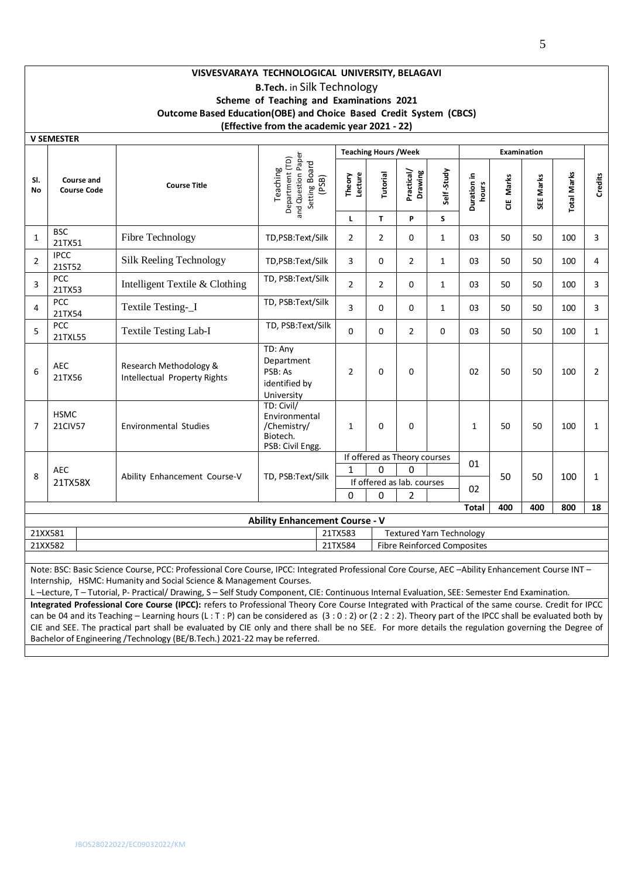# VISVESVARAYA TECHNOLOGICAL UNIVERSITY, BELAGAVI

**B.Tech.** in Silk Technology

**Scheme of Teaching and Examinations 2021**

**Outcome Based Education(OBE) and Choice Based Credit System (CBCS)**

**(Effective from the academic year 2021 - 22)**

**V SEMESTER**

| Sl. No | Course and Course Code | | Course Title | Teaching Department (TD) and Question Paper Setting Board (PSB) | Teaching Hours /Week | | | | Examination | | | | Credits |
|---|---|---|---|---|---|---|---|---|---|---|---|---|---|
| | | | | | Theory Lecture | Tutorial | Practical/ Drawing | Self-Study | Duration in hours | CIE Marks | SEE Marks | Total Marks | |
| | | | | | L | T | P | S | | | | | |
| 1 | BSC | 21TX51 | Fibre Technology | TD,PSB:Text/Silk | 2 | 2 | 0 | 1 | 03 | 50 | 50 | 100 | 3 |
| 2 | IPCC | 21ST52 | Silk Reeling Technology | TD,PSB:Text/Silk | 3 | 0 | 2 | 1 | 03 | 50 | 50 | 100 | 4 |
| 3 | PCC | 21TX53 | Intelligent Textile & Clothing | TD, PSB:Text/Silk | 2 | 2 | 0 | 1 | 03 | 50 | 50 | 100 | 3 |
| 4 | PCC | 21TX54 | Textile Testing-_I | TD, PSB:Text/Silk | 3 | 0 | 0 | 1 | 03 | 50 | 50 | 100 | 3 |
| 5 | PCC | 21TXL55 | Textile Testing Lab-I | TD, PSB:Text/Silk | 0 | 0 | 2 | 0 | 03 | 50 | 50 | 100 | 1 |
| 6 | AEC | 21TX56 | Research Methodology & Intellectual Property Rights | TD: Any Department PSB: As identified by University | 2 | 0 | 0 | | 02 | 50 | 50 | 100 | 2 |
| 7 | HSMC | 21CIV57 | Environmental Studies | TD: Civil/ Environmental /Chemistry/ Biotech. PSB: Civil Engg. | 1 | 0 | 0 | | 1 | 50 | 50 | 100 | 1 |
| 8 | AEC | 21TX58X | Ability Enhancement Course-V | TD, PSB:Text/Silk | If offered as Theory courses: 1 | 0 | 0 | | 01 | 50 | 50 | 100 | 1 |
| | | | | | If offered as lab. courses: 0 | 0 | 2 | | 02 | | | | |
| | | | | | | | | | **Total** | **400** | **400** | **800** | **18** |

**Ability Enhancement Course - V**

| | | | |
|---|---|---|---|
| 21XX581 | | 21TX583 | Textured Yarn Technology |
| 21XX582 | | 21TX584 | Fibre Reinforced Composites |

Note: BSC: Basic Science Course, PCC: Professional Core Course, IPCC: Integrated Professional Core Course, AEC –Ability Enhancement Course INT – Internship, HSMC: Humanity and Social Science & Management Courses.

L –Lecture, T – Tutorial, P- Practical/ Drawing, S – Self Study Component, CIE: Continuous Internal Evaluation, SEE: Semester End Examination.

**Integrated Professional Core Course (IPCC):** refers to Professional Theory Core Course Integrated with Practical of the same course. Credit for IPCC can be 04 and its Teaching – Learning hours (L : T : P) can be considered as (3 : 0 : 2) or (2 : 2 : 2). Theory part of the IPCC shall be evaluated both by CIE and SEE. The practical part shall be evaluated by CIE only and there shall be no SEE. For more details the regulation governing the Degree of Bachelor of Engineering /Technology (BE/B.Tech.) 2021-22 may be referred.

JBOS28022022/EC09032022/KM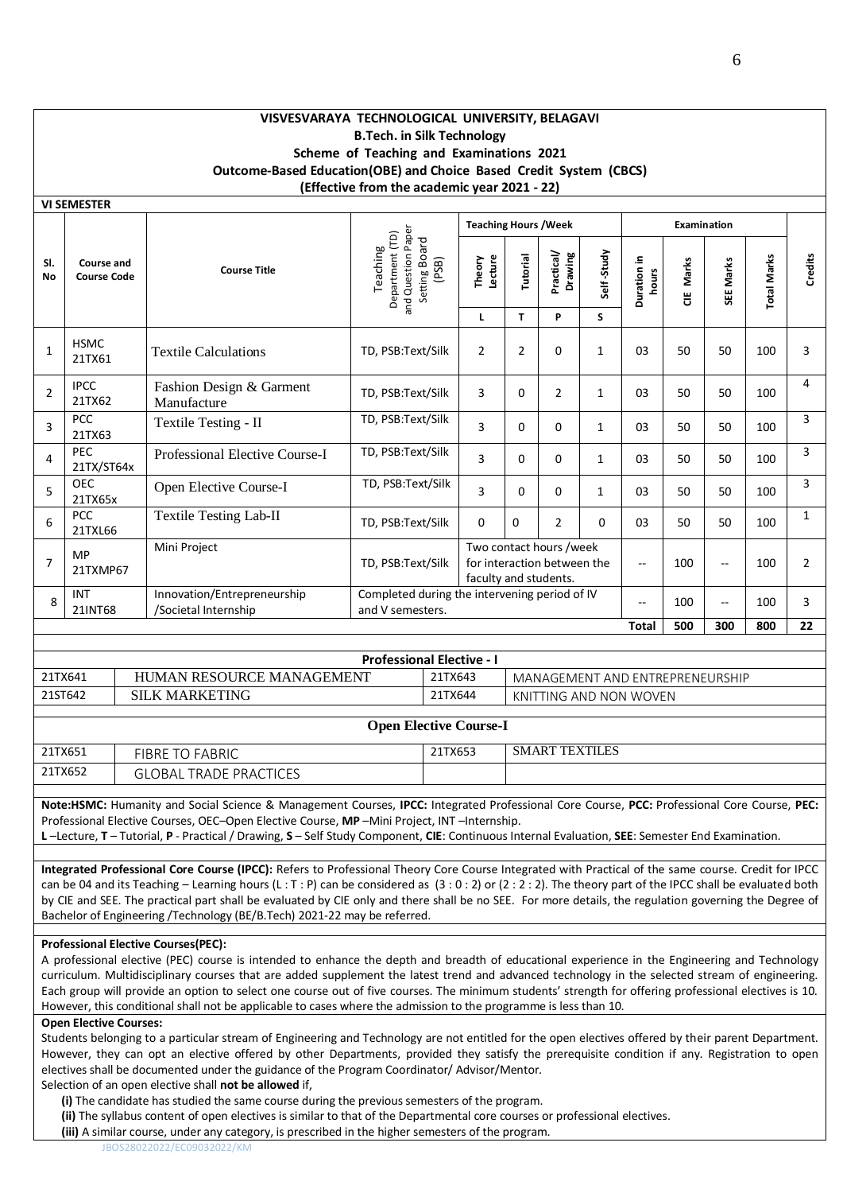# VISVESVARAYA TECHNOLOGICAL UNIVERSITY, BELAGAVI

## B.Tech. in Silk Technology

### Scheme of Teaching and Examinations 2021

### Outcome-Based Education(OBE) and Choice Based Credit System (CBCS)

### (Effective from the academic year 2021 - 22)

**VI SEMESTER**

| Sl. No | Course and Course Code | | Course Title | Teaching Department (TD) and Question Paper Setting Board (PSB) | Teaching Hours /Week | | | | Examination | | | | Credits |
|---|---|---|---|---|---|---|---|---|---|---|---|---|---|
| | | | | | Theory Lecture | Tutorial | Practical/ Drawing | Self-Study | Duration in hours | CIE Marks | SEE Marks | Total Marks | |
| | | | | | L | T | P | S | | | | | |
| 1 | HSMC | 21TX61 | Textile Calculations | TD, PSB:Text/Silk | 2 | 2 | 0 | 1 | 03 | 50 | 50 | 100 | 3 |
| 2 | IPCC | 21TX62 | Fashion Design & Garment Manufacture | TD, PSB:Text/Silk | 3 | 0 | 2 | 1 | 03 | 50 | 50 | 100 | 4 |
| 3 | PCC | 21TX63 | Textile Testing - II | TD, PSB:Text/Silk | 3 | 0 | 0 | 1 | 03 | 50 | 50 | 100 | 3 |
| 4 | PEC | 21TX/ST64x | Professional Elective Course-I | TD, PSB:Text/Silk | 3 | 0 | 0 | 1 | 03 | 50 | 50 | 100 | 3 |
| 5 | OEC | 21TX65x | Open Elective Course-I | TD, PSB:Text/Silk | 3 | 0 | 0 | 1 | 03 | 50 | 50 | 100 | 3 |
| 6 | PCC | 21TXL66 | Textile Testing Lab-II | TD, PSB:Text/Silk | 0 | 0 | 2 | 0 | 03 | 50 | 50 | 100 | 1 |
| 7 | MP | 21TXMP67 | Mini Project | TD, PSB:Text/Silk | Two contact hours /week for interaction between the faculty and students. | | | | -- | 100 | -- | 100 | 2 |
| 8 | INT | 21INT68 | Innovation/Entrepreneurship /Societal Internship | Completed during the intervening period of IV and V semesters. | | | | | -- | 100 | -- | 100 | 3 |
| | | | | | | | | | **Total** | **500** | **300** | **800** | **22** |

**Professional Elective - I**

| | | | |
|---|---|---|---|
| 21TX641 | HUMAN RESOURCE MANAGEMENT | 21TX643 | MANAGEMENT AND ENTREPRENEURSHIP |
| 21ST642 | SILK MARKETING | 21TX644 | KNITTING AND NON WOVEN |

**Open Elective Course-I**

| | | | |
|---|---|---|---|
| 21TX651 | FIBRE TO FABRIC | 21TX653 | SMART TEXTILES |
| 21TX652 | GLOBAL TRADE PRACTICES | | |

**Note:HSMC:** Humanity and Social Science & Management Courses, **IPCC:** Integrated Professional Core Course, **PCC:** Professional Core Course, **PEC:** Professional Elective Courses, OEC–Open Elective Course, **MP** –Mini Project, INT –Internship.
**L** –Lecture, **T** – Tutorial, **P** - Practical / Drawing, **S** – Self Study Component, **CIE**: Continuous Internal Evaluation, **SEE**: Semester End Examination.

**Integrated Professional Core Course (IPCC):** Refers to Professional Theory Core Course Integrated with Practical of the same course. Credit for IPCC can be 04 and its Teaching – Learning hours (L : T : P) can be considered as (3 : 0 : 2) or (2 : 2 : 2). The theory part of the IPCC shall be evaluated both by CIE and SEE. The practical part shall be evaluated by CIE only and there shall be no SEE. For more details, the regulation governing the Degree of Bachelor of Engineering /Technology (BE/B.Tech) 2021-22 may be referred.

**Professional Elective Courses(PEC):**
A professional elective (PEC) course is intended to enhance the depth and breadth of educational experience in the Engineering and Technology curriculum. Multidisciplinary courses that are added supplement the latest trend and advanced technology in the selected stream of engineering. Each group will provide an option to select one course out of five courses. The minimum students' strength for offering professional electives is 10. However, this conditional shall not be applicable to cases where the admission to the programme is less than 10.

**Open Elective Courses:**
Students belonging to a particular stream of Engineering and Technology are not entitled for the open electives offered by their parent Department. However, they can opt an elective offered by other Departments, provided they satisfy the prerequisite condition if any. Registration to open electives shall be documented under the guidance of the Program Coordinator/ Advisor/Mentor.
Selection of an open elective shall **not be allowed** if,

**(i)** The candidate has studied the same course during the previous semesters of the program.
**(ii)** The syllabus content of open electives is similar to that of the Departmental core courses or professional electives.
**(iii)** A similar course, under any category, is prescribed in the higher semesters of the program.

JBOS28022022/EC09032022/KM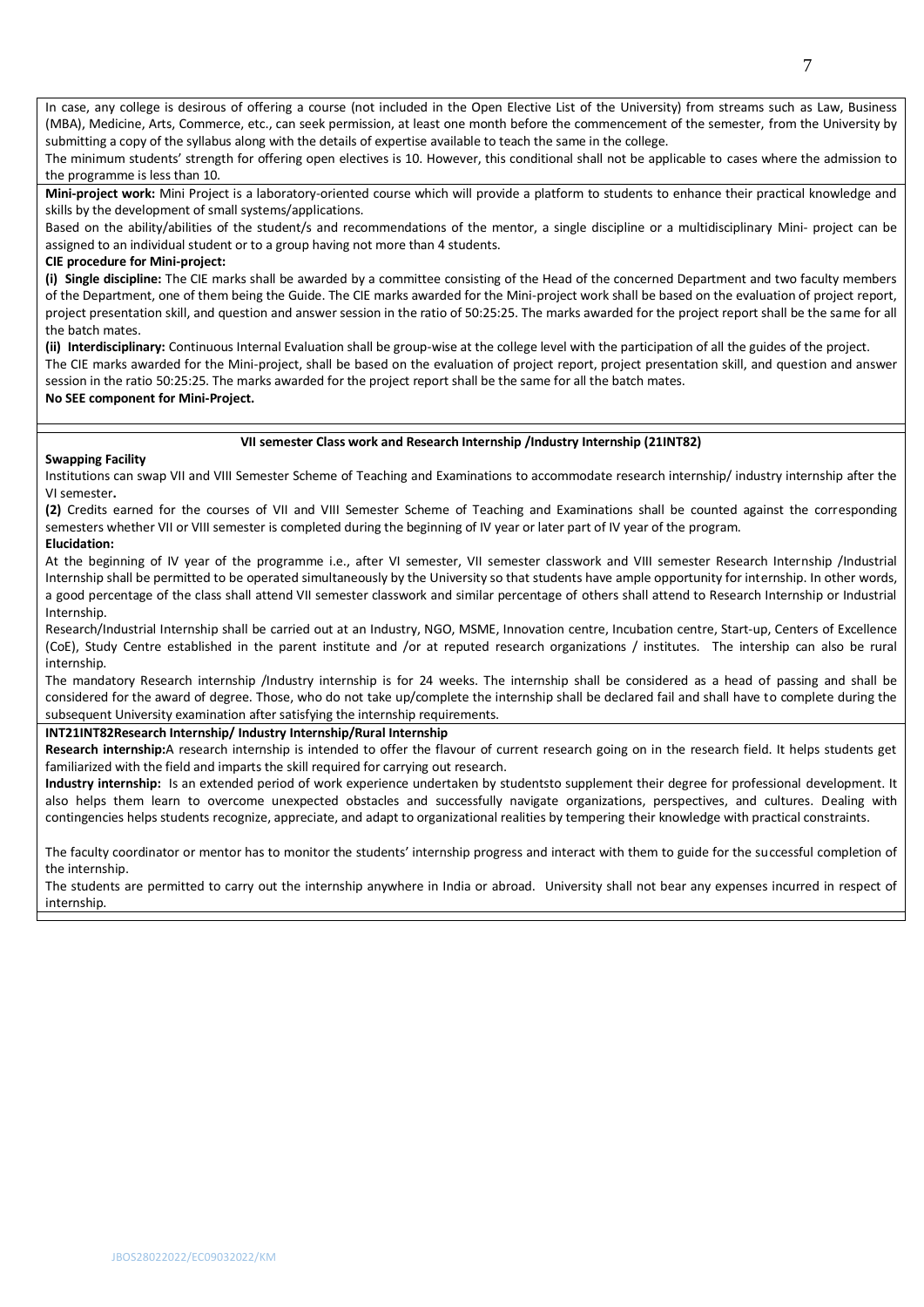In case, any college is desirous of offering a course (not included in the Open Elective List of the University) from streams such as Law, Business (MBA), Medicine, Arts, Commerce, etc., can seek permission, at least one month before the commencement of the semester, from the University by submitting a copy of the syllabus along with the details of expertise available to teach the same in the college.

The minimum students' strength for offering open electives is 10. However, this conditional shall not be applicable to cases where the admission to the programme is less than 10.

**Mini-project work:** Mini Project is a laboratory-oriented course which will provide a platform to students to enhance their practical knowledge and skills by the development of small systems/applications.

Based on the ability/abilities of the student/s and recommendations of the mentor, a single discipline or a multidisciplinary Mini- project can be assigned to an individual student or to a group having not more than 4 students.

**CIE procedure for Mini-project:**

**(i) Single discipline:** The CIE marks shall be awarded by a committee consisting of the Head of the concerned Department and two faculty members of the Department, one of them being the Guide. The CIE marks awarded for the Mini-project work shall be based on the evaluation of project report, project presentation skill, and question and answer session in the ratio of 50:25:25. The marks awarded for the project report shall be the same for all the batch mates.

**(ii) Interdisciplinary:** Continuous Internal Evaluation shall be group-wise at the college level with the participation of all the guides of the project.

The CIE marks awarded for the Mini-project, shall be based on the evaluation of project report, project presentation skill, and question and answer session in the ratio 50:25:25. The marks awarded for the project report shall be the same for all the batch mates.

**No SEE component for Mini-Project.**

**VII semester Class work and Research Internship /Industry Internship (21INT82)**

**Swapping Facility**

Institutions can swap VII and VIII Semester Scheme of Teaching and Examinations to accommodate research internship/ industry internship after the VI semester**.**

**(2)** Credits earned for the courses of VII and VIII Semester Scheme of Teaching and Examinations shall be counted against the corresponding semesters whether VII or VIII semester is completed during the beginning of IV year or later part of IV year of the program.

**Elucidation:**

At the beginning of IV year of the programme i.e., after VI semester, VII semester classwork and VIII semester Research Internship /Industrial Internship shall be permitted to be operated simultaneously by the University so that students have ample opportunity for internship. In other words, a good percentage of the class shall attend VII semester classwork and similar percentage of others shall attend to Research Internship or Industrial Internship.

Research/Industrial Internship shall be carried out at an Industry, NGO, MSME, Innovation centre, Incubation centre, Start-up, Centers of Excellence (CoE), Study Centre established in the parent institute and /or at reputed research organizations / institutes. The intership can also be rural internship.

The mandatory Research internship /Industry internship is for 24 weeks. The internship shall be considered as a head of passing and shall be considered for the award of degree. Those, who do not take up/complete the internship shall be declared fail and shall have to complete during the subsequent University examination after satisfying the internship requirements.

**INT21INT82Research Internship/ Industry Internship/Rural Internship**

**Research internship:**A research internship is intended to offer the flavour of current research going on in the research field. It helps students get familiarized with the field and imparts the skill required for carrying out research.

**Industry internship:** Is an extended period of work experience undertaken by studentsto supplement their degree for professional development. It also helps them learn to overcome unexpected obstacles and successfully navigate organizations, perspectives, and cultures. Dealing with contingencies helps students recognize, appreciate, and adapt to organizational realities by tempering their knowledge with practical constraints.

The faculty coordinator or mentor has to monitor the students' internship progress and interact with them to guide for the successful completion of the internship.

The students are permitted to carry out the internship anywhere in India or abroad. University shall not bear any expenses incurred in respect of internship.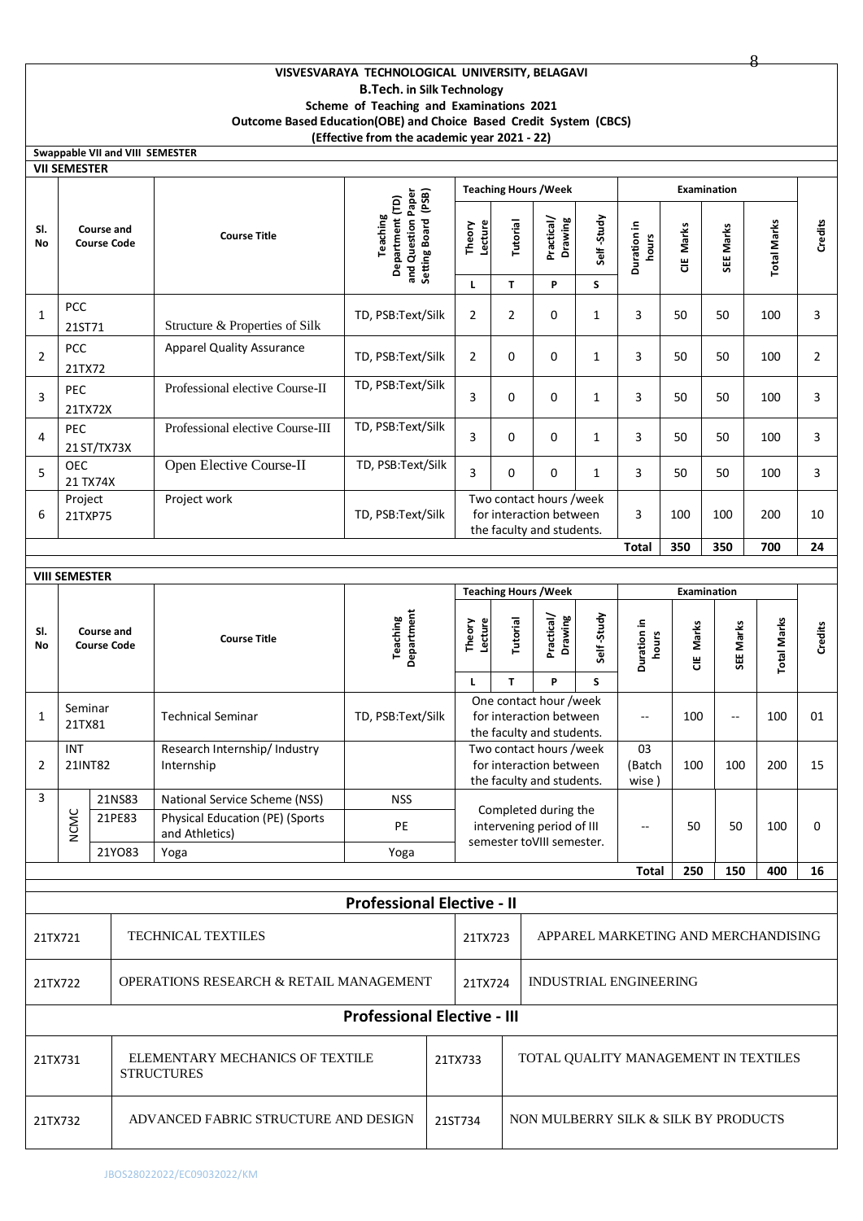**VISVESVARAYA TECHNOLOGICAL UNIVERSITY, BELAGAVI**
**B.Tech. in Silk Technology**
**Scheme of Teaching and Examinations 2021**
**Outcome Based Education(OBE) and Choice Based Credit System (CBCS)**
**(Effective from the academic year 2021 - 22)**

**Swappable VII and VIII SEMESTER**

**VII SEMESTER**

| Sl. No | Course and Course Code | | Course Title | Teaching Department (TD) and Question Paper Setting Board (PSB) | Teaching Hours /Week | | | | Examination | | | | Credits |
|---|---|---|---|---|---|---|---|---|---|---|---|---|---|
| | | | | | Theory Lecture | Tutorial | Practical/ Drawing | Self -Study | Duration in hours | CIE Marks | SEE Marks | Total Marks | |
| | | | | | L | T | P | S | | | | | |
| 1 | PCC | 21ST71 | Structure & Properties of Silk | TD, PSB:Text/Silk | 2 | 2 | 0 | 1 | 3 | 50 | 50 | 100 | 3 |
| 2 | PCC | 21TX72 | Apparel Quality Assurance | TD, PSB:Text/Silk | 2 | 0 | 0 | 1 | 3 | 50 | 50 | 100 | 2 |
| 3 | PEC | 21TX72X | Professional elective Course-II | TD, PSB:Text/Silk | 3 | 0 | 0 | 1 | 3 | 50 | 50 | 100 | 3 |
| 4 | PEC | 21 ST/TX73X | Professional elective Course-III | TD, PSB:Text/Silk | 3 | 0 | 0 | 1 | 3 | 50 | 50 | 100 | 3 |
| 5 | OEC | 21 TX74X | Open Elective Course-II | TD, PSB:Text/Silk | 3 | 0 | 0 | 1 | 3 | 50 | 50 | 100 | 3 |
| 6 | Project | 21TXP75 | Project work | TD, PSB:Text/Silk | Two contact hours /week for interaction between the faculty and students. | | | | 3 | 100 | 100 | 200 | 10 |
| | | | | | | | | | **Total** | **350** | **350** | **700** | **24** |

**VIII SEMESTER**

| Sl. No | Course and Course Code | | Course Title | Teaching Department | Teaching Hours /Week | | | | Examination | | | | Credits |
|---|---|---|---|---|---|---|---|---|---|---|---|---|---|
| | | | | | Theory Lecture | Tutorial | Practical/ Drawing | Self -Study | Duration in hours | CIE Marks | SEE Marks | Total Marks | |
| | | | | | L | T | P | S | | | | | |
| 1 | Seminar | 21TX81 | Technical Seminar | TD, PSB:Text/Silk | One contact hour /week for interaction between the faculty and students. | | | | -- | 100 | -- | 100 | 01 |
| 2 | INT | 21INT82 | Research Internship/ Industry Internship | | Two contact hours /week for interaction between the faculty and students. | | | | 03 (Batch wise ) | 100 | 100 | 200 | 15 |
| 3 | NCMC | 21NS83 | National Service Scheme (NSS) | NSS | Completed during the intervening period of III semester toVIII semester. | | | | -- | 50 | 50 | 100 | 0 |
| | | 21PE83 | Physical Education (PE) (Sports and Athletics) | PE | | | | | | | | | |
| | | 21YO83 | Yoga | Yoga | | | | | | | | | |
| | | | | | | | | | **Total** | **250** | **150** | **400** | **16** |

**Professional Elective - II**

| | | | |
|---|---|---|---|
| 21TX721 | TECHNICAL TEXTILES | 21TX723 | APPAREL MARKETING AND MERCHANDISING |
| 21TX722 | OPERATIONS RESEARCH & RETAIL MANAGEMENT | 21TX724 | INDUSTRIAL ENGINEERING |

**Professional Elective - III**

| | | | |
|---|---|---|---|
| 21TX731 | ELEMENTARY MECHANICS OF TEXTILE STRUCTURES | 21TX733 | TOTAL QUALITY MANAGEMENT IN TEXTILES |
| 21TX732 | ADVANCED FABRIC STRUCTURE AND DESIGN | 21ST734 | NON MULBERRY SILK & SILK BY PRODUCTS |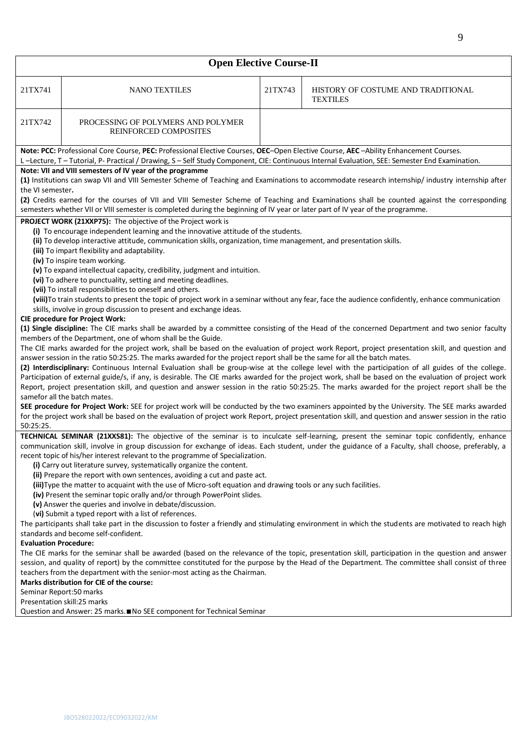## Open Elective Course-II

| 21TX741 | NANO TEXTILES | 21TX743 | HISTORY OF COSTUME AND TRADITIONAL TEXTILES |
|---|---|---|---|
| 21TX742 | PROCESSING OF POLYMERS AND POLYMER REINFORCED COMPOSITES | | |

**Note: PCC:** Professional Core Course, **PEC:** Professional Elective Courses, **OEC**–Open Elective Course, **AEC** –Ability Enhancement Courses.
L –Lecture, T – Tutorial, P- Practical / Drawing, S – Self Study Component, CIE: Continuous Internal Evaluation, SEE: Semester End Examination.

**Note: VII and VIII semesters of IV year of the programme**

**(1)** Institutions can swap VII and VIII Semester Scheme of Teaching and Examinations to accommodate research internship/ industry internship after the VI semester**.**

**(2)** Credits earned for the courses of VII and VIII Semester Scheme of Teaching and Examinations shall be counted against the corresponding semesters whether VII or VIII semester is completed during the beginning of IV year or later part of IV year of the programme.

**PROJECT WORK (21XXP75):** The objective of the Project work is

- **(i)** To encourage independent learning and the innovative attitude of the students.
- **(ii)** To develop interactive attitude, communication skills, organization, time management, and presentation skills.
- **(iii)** To impart flexibility and adaptability.
- **(iv)** To inspire team working.
- **(v)** To expand intellectual capacity, credibility, judgment and intuition.
- **(vi)** To adhere to punctuality, setting and meeting deadlines.
- **(vii)** To install responsibilities to oneself and others.
- **(viii)**To train students to present the topic of project work in a seminar without any fear, face the audience confidently, enhance communication skills, involve in group discussion to present and exchange ideas.

**CIE procedure for Project Work:**

**(1) Single discipline:** The CIE marks shall be awarded by a committee consisting of the Head of the concerned Department and two senior faculty members of the Department, one of whom shall be the Guide.

The CIE marks awarded for the project work, shall be based on the evaluation of project work Report, project presentation skill, and question and answer session in the ratio 50:25:25. The marks awarded for the project report shall be the same for all the batch mates.

**(2) Interdisciplinary:** Continuous Internal Evaluation shall be group-wise at the college level with the participation of all guides of the college. Participation of external guide/s, if any, is desirable. The CIE marks awarded for the project work, shall be based on the evaluation of project work Report, project presentation skill, and question and answer session in the ratio 50:25:25. The marks awarded for the project report shall be the samefor all the batch mates.

**SEE procedure for Project Work:** SEE for project work will be conducted by the two examiners appointed by the University. The SEE marks awarded for the project work shall be based on the evaluation of project work Report, project presentation skill, and question and answer session in the ratio 50:25:25.

**TECHNICAL SEMINAR (21XXS81):** The objective of the seminar is to inculcate self-learning, present the seminar topic confidently, enhance communication skill, involve in group discussion for exchange of ideas. Each student, under the guidance of a Faculty, shall choose, preferably, a recent topic of his/her interest relevant to the programme of Specialization.

- **(i)** Carry out literature survey, systematically organize the content.
- **(ii)** Prepare the report with own sentences, avoiding a cut and paste act.
- **(iii)**Type the matter to acquaint with the use of Micro-soft equation and drawing tools or any such facilities.
- **(iv)** Present the seminar topic orally and/or through PowerPoint slides.
- **(v)** Answer the queries and involve in debate/discussion.
- (**vi)** Submit a typed report with a list of references.

The participants shall take part in the discussion to foster a friendly and stimulating environment in which the students are motivated to reach high standards and become self-confident.

**Evaluation Procedure:**

The CIE marks for the seminar shall be awarded (based on the relevance of the topic, presentation skill, participation in the question and answer session, and quality of report) by the committee constituted for the purpose by the Head of the Department. The committee shall consist of three teachers from the department with the senior-most acting as the Chairman.

**Marks distribution for CIE of the course:**

Seminar Report:50 marks

Presentation skill:25 marks

Question and Answer: 25 marks.■No SEE component for Technical Seminar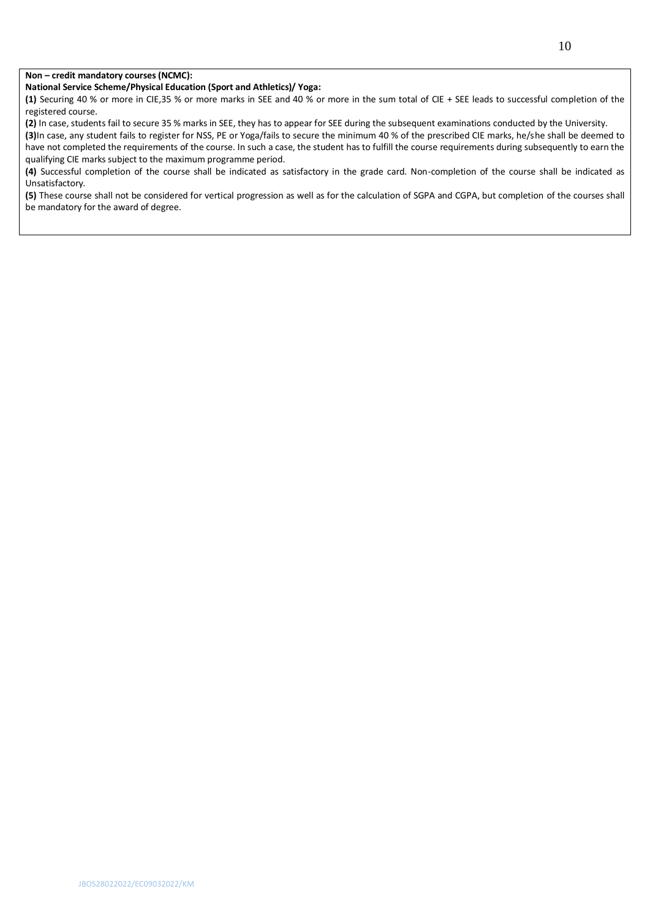**Non – credit mandatory courses (NCMC):**

**National Service Scheme/Physical Education (Sport and Athletics)/ Yoga:**

**(1)** Securing 40 % or more in CIE,35 % or more marks in SEE and 40 % or more in the sum total of CIE + SEE leads to successful completion of the registered course.

**(2)** In case, students fail to secure 35 % marks in SEE, they has to appear for SEE during the subsequent examinations conducted by the University.

**(3)**In case, any student fails to register for NSS, PE or Yoga/fails to secure the minimum 40 % of the prescribed CIE marks, he/she shall be deemed to have not completed the requirements of the course. In such a case, the student has to fulfill the course requirements during subsequently to earn the qualifying CIE marks subject to the maximum programme period.

**(4)** Successful completion of the course shall be indicated as satisfactory in the grade card. Non-completion of the course shall be indicated as Unsatisfactory.

**(5)** These course shall not be considered for vertical progression as well as for the calculation of SGPA and CGPA, but completion of the courses shall be mandatory for the award of degree.